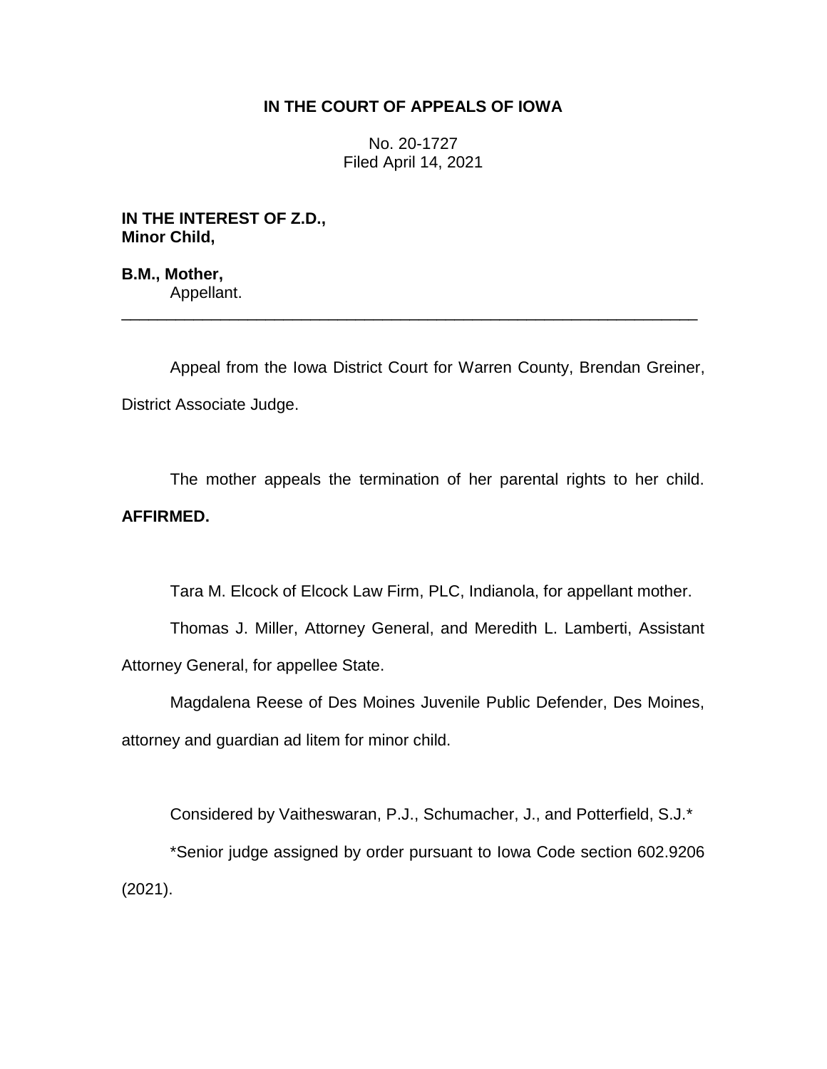**IN THE COURT OF APPEALS OF IOWA**

No. 20-1727
Filed April 14, 2021

**IN THE INTEREST OF Z.D., Minor Child,**

**B.M., Mother,**
Appellant.

---

Appeal from the Iowa District Court for Warren County, Brendan Greiner, District Associate Judge.

The mother appeals the termination of her parental rights to her child. **AFFIRMED.**

Tara M. Elcock of Elcock Law Firm, PLC, Indianola, for appellant mother.

Thomas J. Miller, Attorney General, and Meredith L. Lamberti, Assistant Attorney General, for appellee State.

Magdalena Reese of Des Moines Juvenile Public Defender, Des Moines, attorney and guardian ad litem for minor child.

Considered by Vaitheswaran, P.J., Schumacher, J., and Potterfield, S.J.*

*Senior judge assigned by order pursuant to Iowa Code section 602.9206 (2021).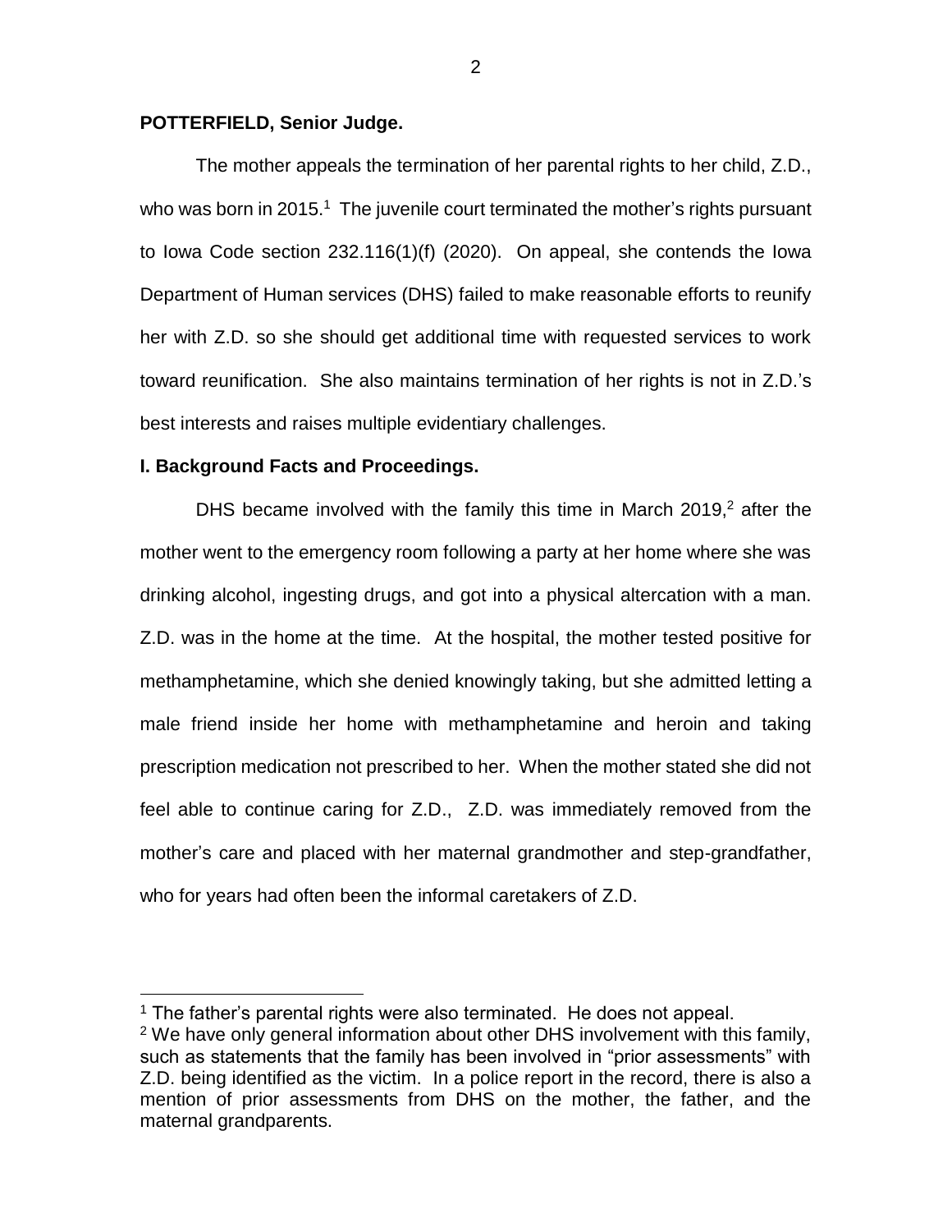**POTTERFIELD, Senior Judge.**

The mother appeals the termination of her parental rights to her child, Z.D., who was born in 2015.[1] The juvenile court terminated the mother's rights pursuant to Iowa Code section 232.116(1)(f) (2020). On appeal, she contends the Iowa Department of Human services (DHS) failed to make reasonable efforts to reunify her with Z.D. so she should get additional time with requested services to work toward reunification. She also maintains termination of her rights is not in Z.D.'s best interests and raises multiple evidentiary challenges.

**I. Background Facts and Proceedings.**

DHS became involved with the family this time in March 2019,[2] after the mother went to the emergency room following a party at her home where she was drinking alcohol, ingesting drugs, and got into a physical altercation with a man. Z.D. was in the home at the time. At the hospital, the mother tested positive for methamphetamine, which she denied knowingly taking, but she admitted letting a male friend inside her home with methamphetamine and heroin and taking prescription medication not prescribed to her. When the mother stated she did not feel able to continue caring for Z.D., Z.D. was immediately removed from the mother's care and placed with her maternal grandmother and step-grandfather, who for years had often been the informal caretakers of Z.D.

---

[1] The father's parental rights were also terminated. He does not appeal.

[2] We have only general information about other DHS involvement with this family, such as statements that the family has been involved in "prior assessments" with Z.D. being identified as the victim. In a police report in the record, there is also a mention of prior assessments from DHS on the mother, the father, and the maternal grandparents.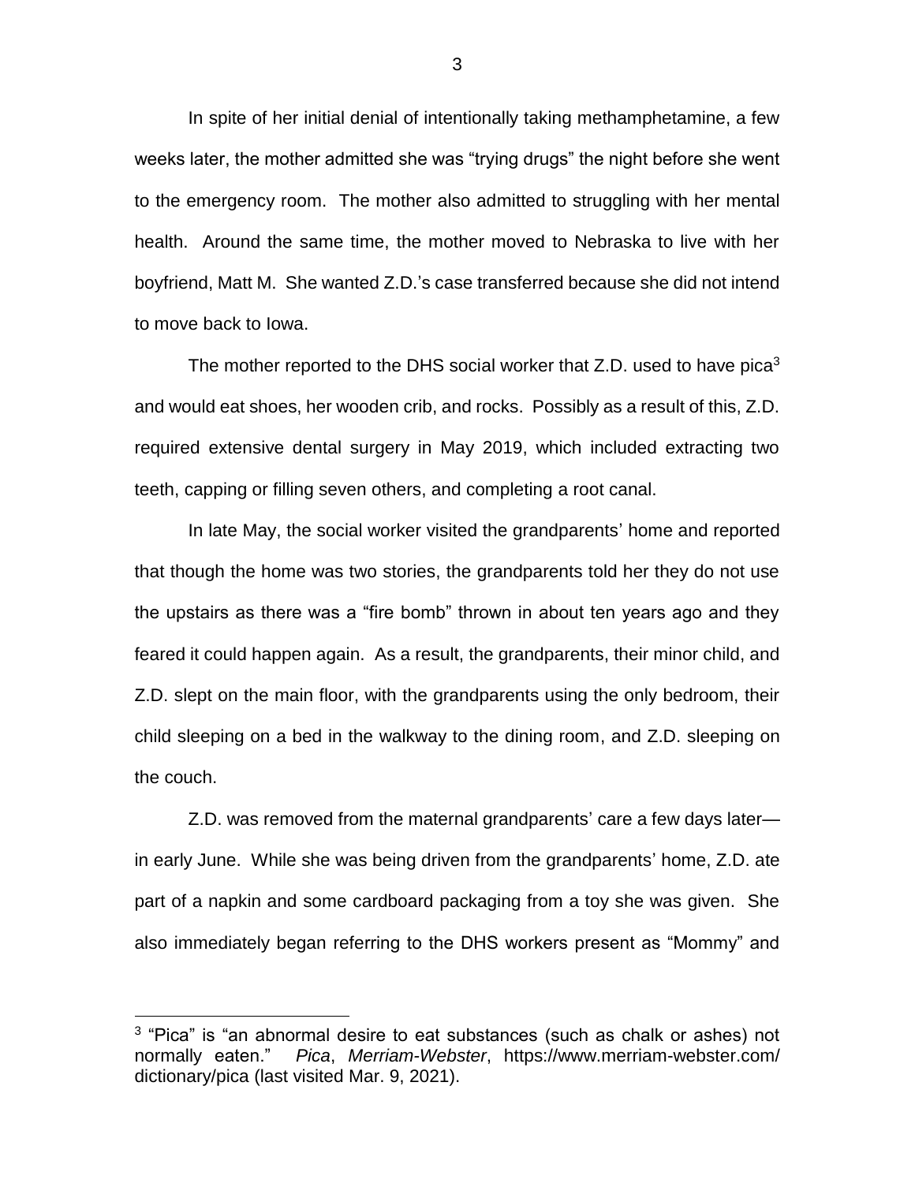In spite of her initial denial of intentionally taking methamphetamine, a few weeks later, the mother admitted she was "trying drugs" the night before she went to the emergency room. The mother also admitted to struggling with her mental health. Around the same time, the mother moved to Nebraska to live with her boyfriend, Matt M. She wanted Z.D.'s case transferred because she did not intend to move back to Iowa.

The mother reported to the DHS social worker that Z.D. used to have pica[3] and would eat shoes, her wooden crib, and rocks. Possibly as a result of this, Z.D. required extensive dental surgery in May 2019, which included extracting two teeth, capping or filling seven others, and completing a root canal.

In late May, the social worker visited the grandparents' home and reported that though the home was two stories, the grandparents told her they do not use the upstairs as there was a "fire bomb" thrown in about ten years ago and they feared it could happen again. As a result, the grandparents, their minor child, and Z.D. slept on the main floor, with the grandparents using the only bedroom, their child sleeping on a bed in the walkway to the dining room, and Z.D. sleeping on the couch.

Z.D. was removed from the maternal grandparents' care a few days later—in early June. While she was being driven from the grandparents' home, Z.D. ate part of a napkin and some cardboard packaging from a toy she was given. She also immediately began referring to the DHS workers present as "Mommy" and

[3] "Pica" is "an abnormal desire to eat substances (such as chalk or ashes) not normally eaten." *Pica*, *Merriam-Webster*, https://www.merriam-webster.com/dictionary/pica (last visited Mar. 9, 2021).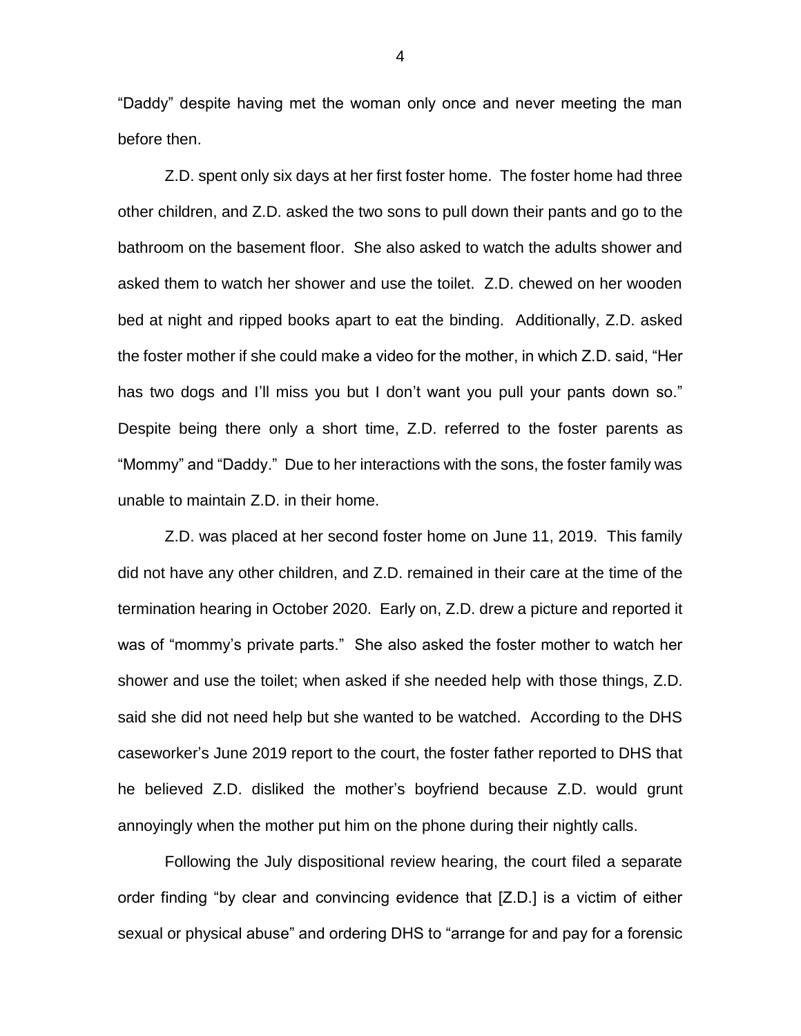"Daddy" despite having met the woman only once and never meeting the man before then.

Z.D. spent only six days at her first foster home. The foster home had three other children, and Z.D. asked the two sons to pull down their pants and go to the bathroom on the basement floor. She also asked to watch the adults shower and asked them to watch her shower and use the toilet. Z.D. chewed on her wooden bed at night and ripped books apart to eat the binding. Additionally, Z.D. asked the foster mother if she could make a video for the mother, in which Z.D. said, "Her has two dogs and I'll miss you but I don't want you pull your pants down so." Despite being there only a short time, Z.D. referred to the foster parents as "Mommy" and "Daddy." Due to her interactions with the sons, the foster family was unable to maintain Z.D. in their home.

Z.D. was placed at her second foster home on June 11, 2019. This family did not have any other children, and Z.D. remained in their care at the time of the termination hearing in October 2020. Early on, Z.D. drew a picture and reported it was of "mommy's private parts." She also asked the foster mother to watch her shower and use the toilet; when asked if she needed help with those things, Z.D. said she did not need help but she wanted to be watched. According to the DHS caseworker's June 2019 report to the court, the foster father reported to DHS that he believed Z.D. disliked the mother's boyfriend because Z.D. would grunt annoyingly when the mother put him on the phone during their nightly calls.

Following the July dispositional review hearing, the court filed a separate order finding "by clear and convincing evidence that [Z.D.] is a victim of either sexual or physical abuse" and ordering DHS to "arrange for and pay for a forensic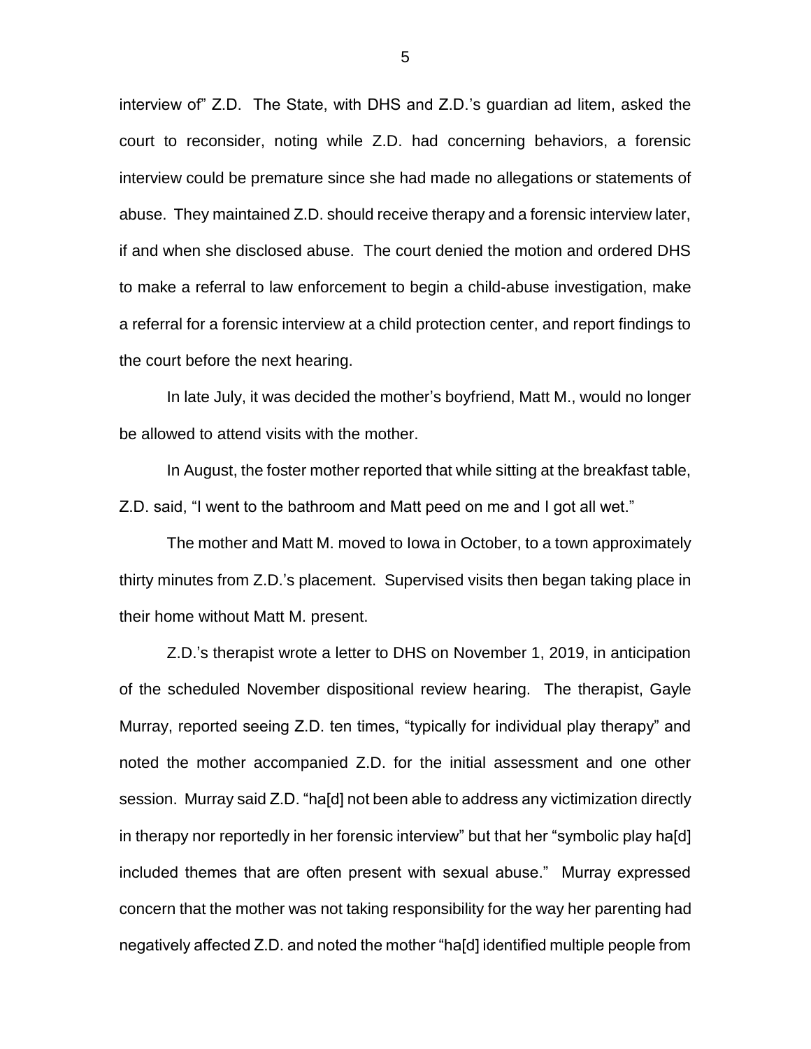interview of" Z.D. The State, with DHS and Z.D.'s guardian ad litem, asked the court to reconsider, noting while Z.D. had concerning behaviors, a forensic interview could be premature since she had made no allegations or statements of abuse. They maintained Z.D. should receive therapy and a forensic interview later, if and when she disclosed abuse. The court denied the motion and ordered DHS to make a referral to law enforcement to begin a child-abuse investigation, make a referral for a forensic interview at a child protection center, and report findings to the court before the next hearing.

In late July, it was decided the mother's boyfriend, Matt M., would no longer be allowed to attend visits with the mother.

In August, the foster mother reported that while sitting at the breakfast table, Z.D. said, "I went to the bathroom and Matt peed on me and I got all wet."

The mother and Matt M. moved to Iowa in October, to a town approximately thirty minutes from Z.D.'s placement. Supervised visits then began taking place in their home without Matt M. present.

Z.D.'s therapist wrote a letter to DHS on November 1, 2019, in anticipation of the scheduled November dispositional review hearing. The therapist, Gayle Murray, reported seeing Z.D. ten times, "typically for individual play therapy" and noted the mother accompanied Z.D. for the initial assessment and one other session. Murray said Z.D. "ha[d] not been able to address any victimization directly in therapy nor reportedly in her forensic interview" but that her "symbolic play ha[d] included themes that are often present with sexual abuse." Murray expressed concern that the mother was not taking responsibility for the way her parenting had negatively affected Z.D. and noted the mother "ha[d] identified multiple people from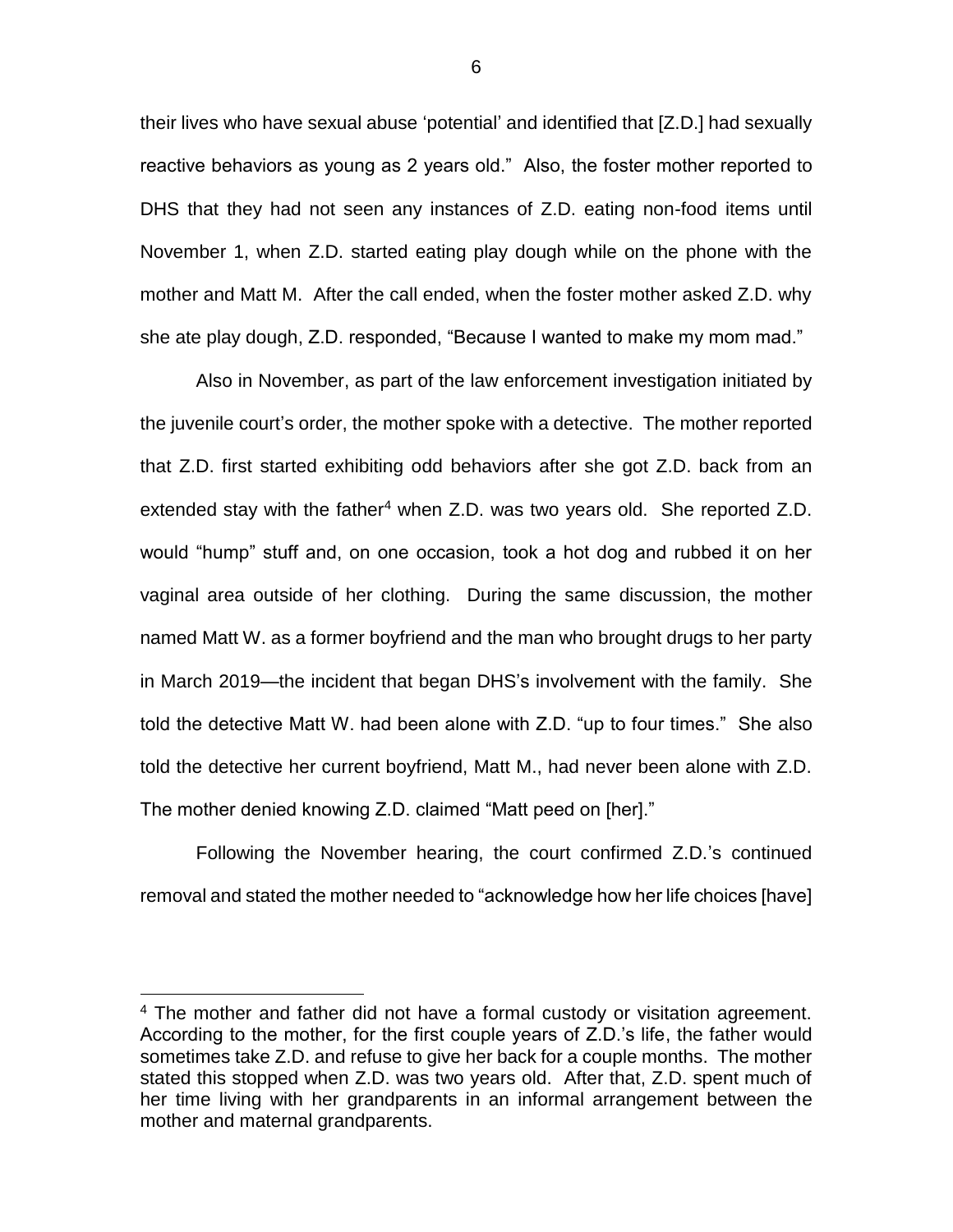their lives who have sexual abuse 'potential' and identified that [Z.D.] had sexually reactive behaviors as young as 2 years old." Also, the foster mother reported to DHS that they had not seen any instances of Z.D. eating non-food items until November 1, when Z.D. started eating play dough while on the phone with the mother and Matt M. After the call ended, when the foster mother asked Z.D. why she ate play dough, Z.D. responded, "Because I wanted to make my mom mad."

Also in November, as part of the law enforcement investigation initiated by the juvenile court's order, the mother spoke with a detective. The mother reported that Z.D. first started exhibiting odd behaviors after she got Z.D. back from an extended stay with the father[4] when Z.D. was two years old. She reported Z.D. would "hump" stuff and, on one occasion, took a hot dog and rubbed it on her vaginal area outside of her clothing. During the same discussion, the mother named Matt W. as a former boyfriend and the man who brought drugs to her party in March 2019—the incident that began DHS's involvement with the family. She told the detective Matt W. had been alone with Z.D. "up to four times." She also told the detective her current boyfriend, Matt M., had never been alone with Z.D. The mother denied knowing Z.D. claimed "Matt peed on [her]."

Following the November hearing, the court confirmed Z.D.'s continued removal and stated the mother needed to "acknowledge how her life choices [have]

---

[4] The mother and father did not have a formal custody or visitation agreement. According to the mother, for the first couple years of Z.D.'s life, the father would sometimes take Z.D. and refuse to give her back for a couple months. The mother stated this stopped when Z.D. was two years old. After that, Z.D. spent much of her time living with her grandparents in an informal arrangement between the mother and maternal grandparents.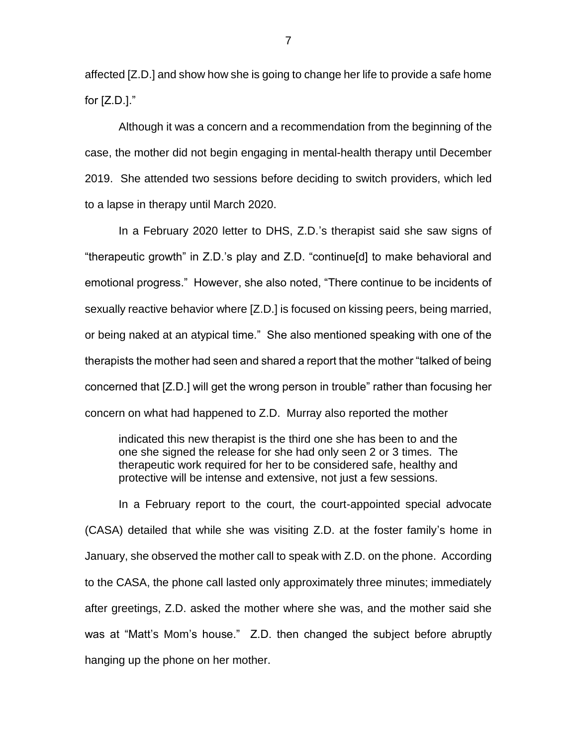affected [Z.D.] and show how she is going to change her life to provide a safe home for [Z.D.]."

Although it was a concern and a recommendation from the beginning of the case, the mother did not begin engaging in mental-health therapy until December 2019. She attended two sessions before deciding to switch providers, which led to a lapse in therapy until March 2020.

In a February 2020 letter to DHS, Z.D.'s therapist said she saw signs of "therapeutic growth" in Z.D.'s play and Z.D. "continue[d] to make behavioral and emotional progress." However, she also noted, "There continue to be incidents of sexually reactive behavior where [Z.D.] is focused on kissing peers, being married, or being naked at an atypical time." She also mentioned speaking with one of the therapists the mother had seen and shared a report that the mother "talked of being concerned that [Z.D.] will get the wrong person in trouble" rather than focusing her concern on what had happened to Z.D. Murray also reported the mother

> indicated this new therapist is the third one she has been to and the one she signed the release for she had only seen 2 or 3 times. The therapeutic work required for her to be considered safe, healthy and protective will be intense and extensive, not just a few sessions.

In a February report to the court, the court-appointed special advocate (CASA) detailed that while she was visiting Z.D. at the foster family's home in January, she observed the mother call to speak with Z.D. on the phone. According to the CASA, the phone call lasted only approximately three minutes; immediately after greetings, Z.D. asked the mother where she was, and the mother said she was at "Matt's Mom's house." Z.D. then changed the subject before abruptly hanging up the phone on her mother.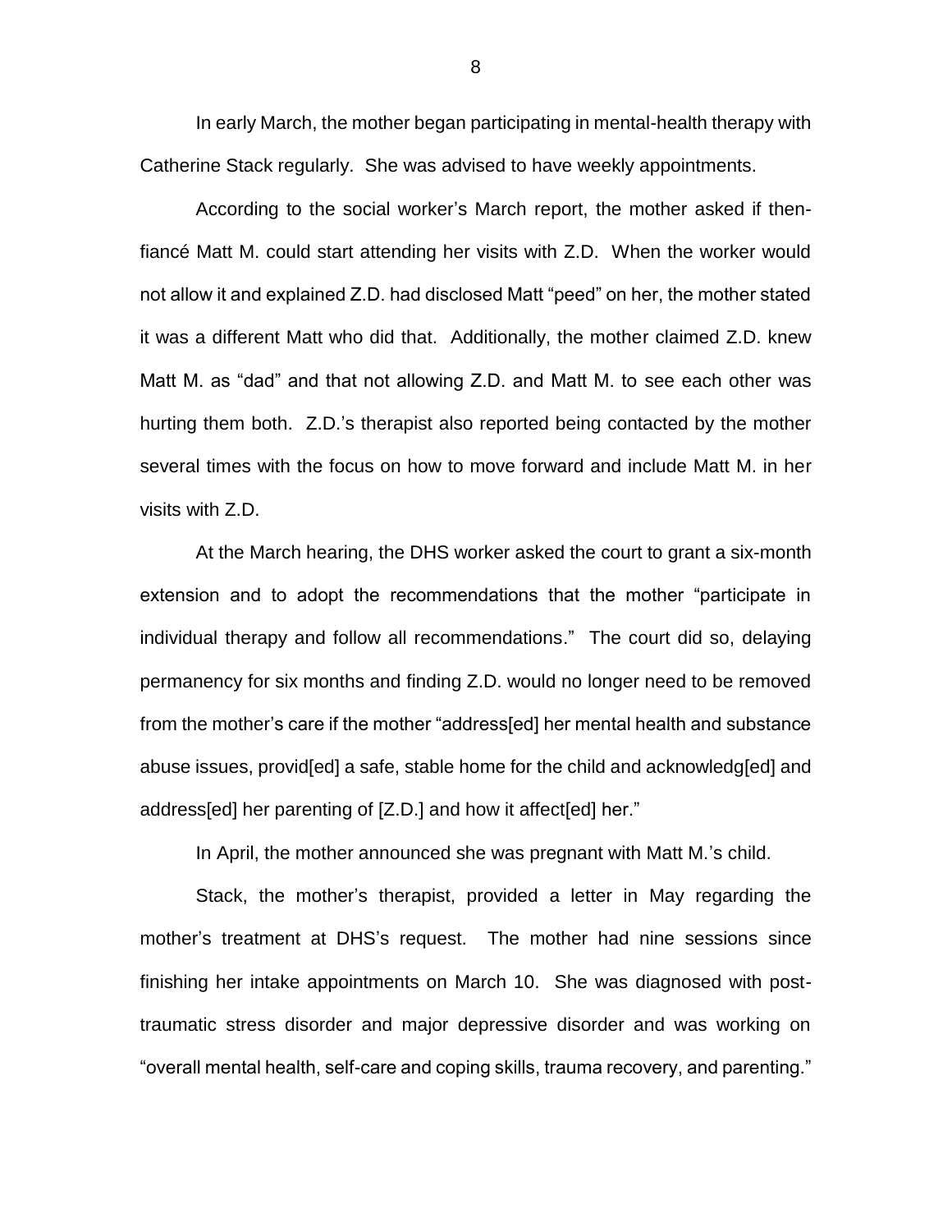In early March, the mother began participating in mental-health therapy with Catherine Stack regularly. She was advised to have weekly appointments.

According to the social worker's March report, the mother asked if then-fiancé Matt M. could start attending her visits with Z.D. When the worker would not allow it and explained Z.D. had disclosed Matt "peed" on her, the mother stated it was a different Matt who did that. Additionally, the mother claimed Z.D. knew Matt M. as "dad" and that not allowing Z.D. and Matt M. to see each other was hurting them both. Z.D.'s therapist also reported being contacted by the mother several times with the focus on how to move forward and include Matt M. in her visits with Z.D.

At the March hearing, the DHS worker asked the court to grant a six-month extension and to adopt the recommendations that the mother "participate in individual therapy and follow all recommendations." The court did so, delaying permanency for six months and finding Z.D. would no longer need to be removed from the mother's care if the mother "address[ed] her mental health and substance abuse issues, provid[ed] a safe, stable home for the child and acknowledg[ed] and address[ed] her parenting of [Z.D.] and how it affect[ed] her."

In April, the mother announced she was pregnant with Matt M.'s child.

Stack, the mother's therapist, provided a letter in May regarding the mother's treatment at DHS's request. The mother had nine sessions since finishing her intake appointments on March 10. She was diagnosed with post-traumatic stress disorder and major depressive disorder and was working on "overall mental health, self-care and coping skills, trauma recovery, and parenting."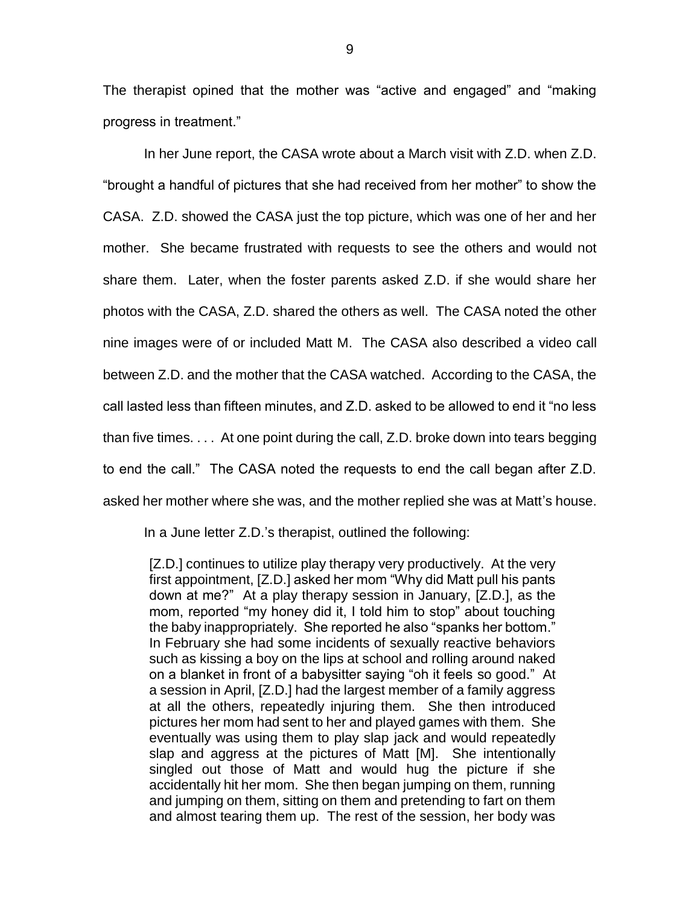The therapist opined that the mother was "active and engaged" and "making progress in treatment."

In her June report, the CASA wrote about a March visit with Z.D. when Z.D. "brought a handful of pictures that she had received from her mother" to show the CASA. Z.D. showed the CASA just the top picture, which was one of her and her mother. She became frustrated with requests to see the others and would not share them. Later, when the foster parents asked Z.D. if she would share her photos with the CASA, Z.D. shared the others as well. The CASA noted the other nine images were of or included Matt M. The CASA also described a video call between Z.D. and the mother that the CASA watched. According to the CASA, the call lasted less than fifteen minutes, and Z.D. asked to be allowed to end it "no less than five times. . . . At one point during the call, Z.D. broke down into tears begging to end the call." The CASA noted the requests to end the call began after Z.D. asked her mother where she was, and the mother replied she was at Matt's house.

In a June letter Z.D.'s therapist, outlined the following:

> [Z.D.] continues to utilize play therapy very productively. At the very first appointment, [Z.D.] asked her mom "Why did Matt pull his pants down at me?" At a play therapy session in January, [Z.D.], as the mom, reported "my honey did it, I told him to stop" about touching the baby inappropriately. She reported he also "spanks her bottom." In February she had some incidents of sexually reactive behaviors such as kissing a boy on the lips at school and rolling around naked on a blanket in front of a babysitter saying "oh it feels so good." At a session in April, [Z.D.] had the largest member of a family aggress at all the others, repeatedly injuring them. She then introduced pictures her mom had sent to her and played games with them. She eventually was using them to play slap jack and would repeatedly slap and aggress at the pictures of Matt [M]. She intentionally singled out those of Matt and would hug the picture if she accidentally hit her mom. She then began jumping on them, running and jumping on them, sitting on them and pretending to fart on them and almost tearing them up. The rest of the session, her body was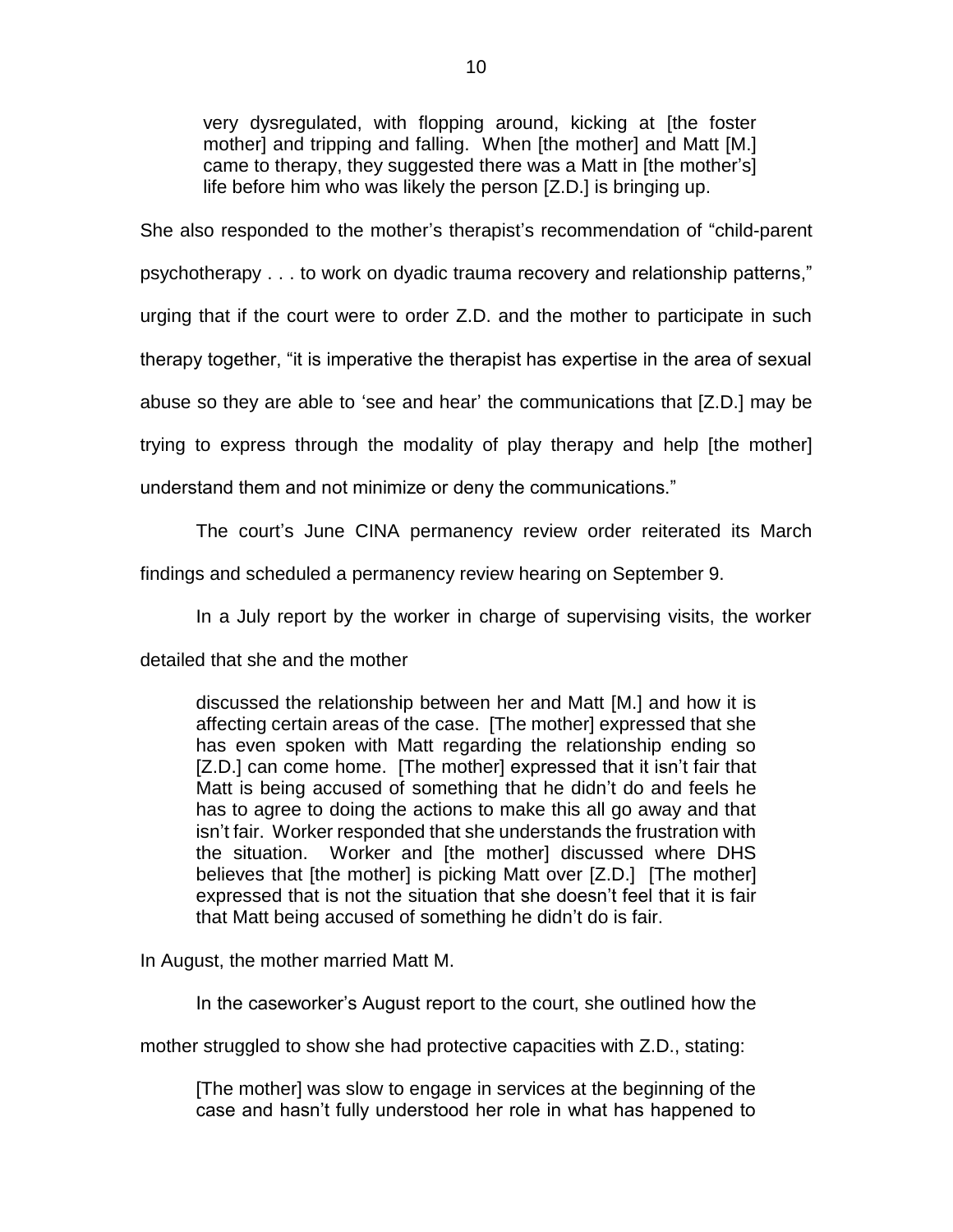> very dysregulated, with flopping around, kicking at [the foster mother] and tripping and falling. When [the mother] and Matt [M.] came to therapy, they suggested there was a Matt in [the mother's] life before him who was likely the person [Z.D.] is bringing up.

She also responded to the mother's therapist's recommendation of "child-parent psychotherapy . . . to work on dyadic trauma recovery and relationship patterns," urging that if the court were to order Z.D. and the mother to participate in such therapy together, "it is imperative the therapist has expertise in the area of sexual abuse so they are able to 'see and hear' the communications that [Z.D.] may be trying to express through the modality of play therapy and help [the mother] understand them and not minimize or deny the communications."

The court's June CINA permanency review order reiterated its March findings and scheduled a permanency review hearing on September 9.

In a July report by the worker in charge of supervising visits, the worker detailed that she and the mother

> discussed the relationship between her and Matt [M.] and how it is affecting certain areas of the case. [The mother] expressed that she has even spoken with Matt regarding the relationship ending so [Z.D.] can come home. [The mother] expressed that it isn't fair that Matt is being accused of something that he didn't do and feels he has to agree to doing the actions to make this all go away and that isn't fair. Worker responded that she understands the frustration with the situation. Worker and [the mother] discussed where DHS believes that [the mother] is picking Matt over [Z.D.] [The mother] expressed that is not the situation that she doesn't feel that it is fair that Matt being accused of something he didn't do is fair.

In August, the mother married Matt M.

In the caseworker's August report to the court, she outlined how the mother struggled to show she had protective capacities with Z.D., stating:

> [The mother] was slow to engage in services at the beginning of the case and hasn't fully understood her role in what has happened to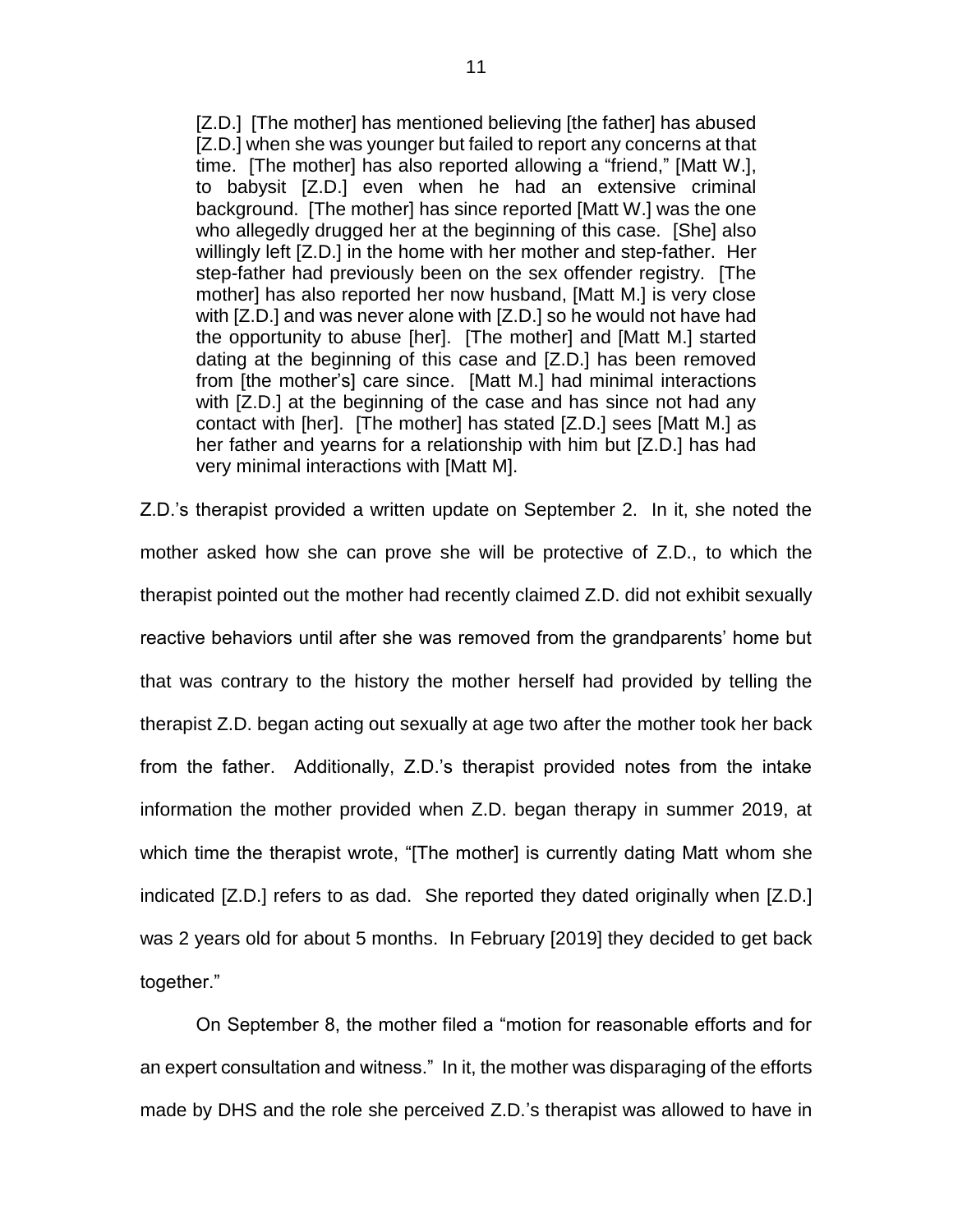> [Z.D.] [The mother] has mentioned believing [the father] has abused [Z.D.] when she was younger but failed to report any concerns at that time. [The mother] has also reported allowing a "friend," [Matt W.], to babysit [Z.D.] even when he had an extensive criminal background. [The mother] has since reported [Matt W.] was the one who allegedly drugged her at the beginning of this case. [She] also willingly left [Z.D.] in the home with her mother and step-father. Her step-father had previously been on the sex offender registry. [The mother] has also reported her now husband, [Matt M.] is very close with [Z.D.] and was never alone with [Z.D.] so he would not have had the opportunity to abuse [her]. [The mother] and [Matt M.] started dating at the beginning of this case and [Z.D.] has been removed from [the mother's] care since. [Matt M.] had minimal interactions with [Z.D.] at the beginning of the case and has since not had any contact with [her]. [The mother] has stated [Z.D.] sees [Matt M.] as her father and yearns for a relationship with him but [Z.D.] has had very minimal interactions with [Matt M].

Z.D.'s therapist provided a written update on September 2. In it, she noted the mother asked how she can prove she will be protective of Z.D., to which the therapist pointed out the mother had recently claimed Z.D. did not exhibit sexually reactive behaviors until after she was removed from the grandparents' home but that was contrary to the history the mother herself had provided by telling the therapist Z.D. began acting out sexually at age two after the mother took her back from the father. Additionally, Z.D.'s therapist provided notes from the intake information the mother provided when Z.D. began therapy in summer 2019, at which time the therapist wrote, "[The mother] is currently dating Matt whom she indicated [Z.D.] refers to as dad. She reported they dated originally when [Z.D.] was 2 years old for about 5 months. In February [2019] they decided to get back together."

On September 8, the mother filed a "motion for reasonable efforts and for an expert consultation and witness." In it, the mother was disparaging of the efforts made by DHS and the role she perceived Z.D.'s therapist was allowed to have in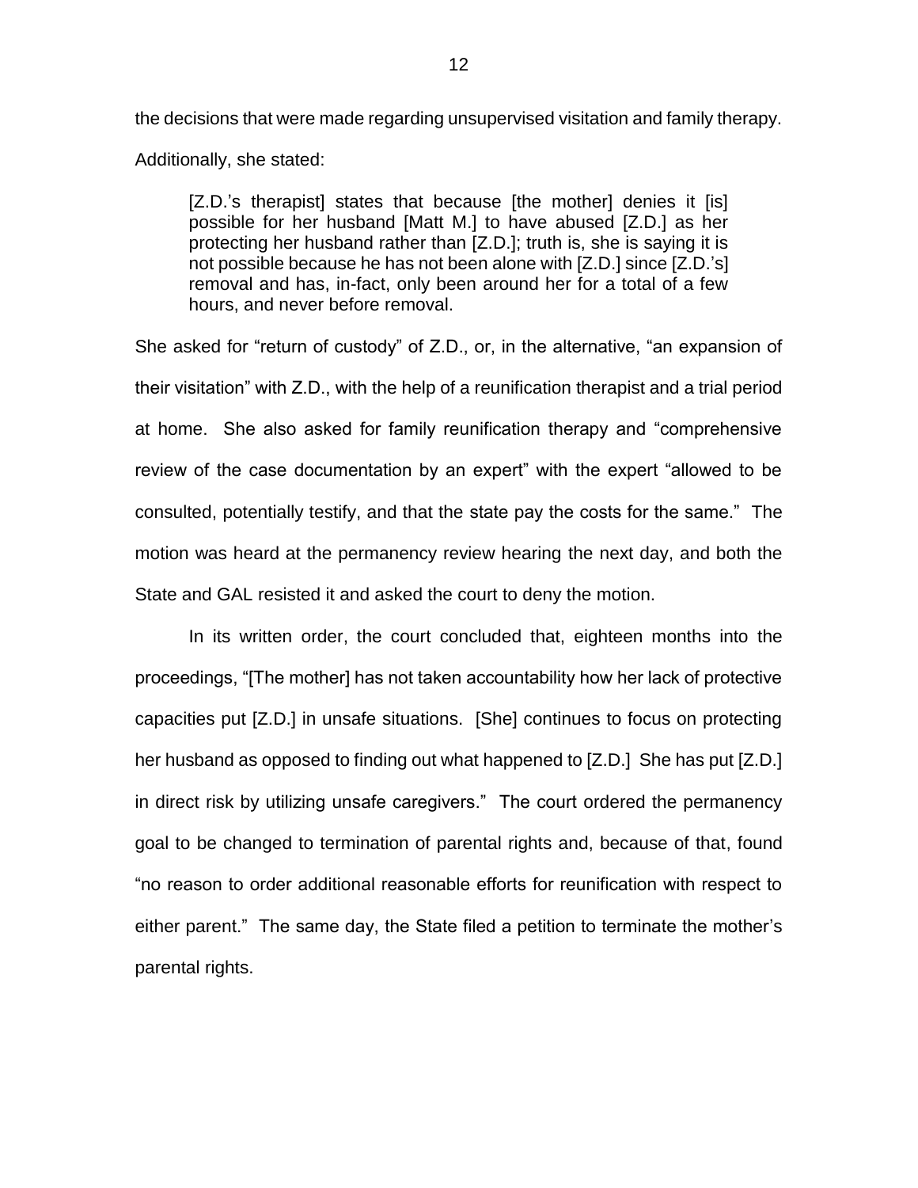the decisions that were made regarding unsupervised visitation and family therapy. Additionally, she stated:

> [Z.D.'s therapist] states that because [the mother] denies it [is] possible for her husband [Matt M.] to have abused [Z.D.] as her protecting her husband rather than [Z.D.]; truth is, she is saying it is not possible because he has not been alone with [Z.D.] since [Z.D.'s] removal and has, in-fact, only been around her for a total of a few hours, and never before removal.

She asked for "return of custody" of Z.D., or, in the alternative, "an expansion of their visitation" with Z.D., with the help of a reunification therapist and a trial period at home. She also asked for family reunification therapy and "comprehensive review of the case documentation by an expert" with the expert "allowed to be consulted, potentially testify, and that the state pay the costs for the same." The motion was heard at the permanency review hearing the next day, and both the State and GAL resisted it and asked the court to deny the motion.

In its written order, the court concluded that, eighteen months into the proceedings, "[The mother] has not taken accountability how her lack of protective capacities put [Z.D.] in unsafe situations. [She] continues to focus on protecting her husband as opposed to finding out what happened to [Z.D.] She has put [Z.D.] in direct risk by utilizing unsafe caregivers." The court ordered the permanency goal to be changed to termination of parental rights and, because of that, found "no reason to order additional reasonable efforts for reunification with respect to either parent." The same day, the State filed a petition to terminate the mother's parental rights.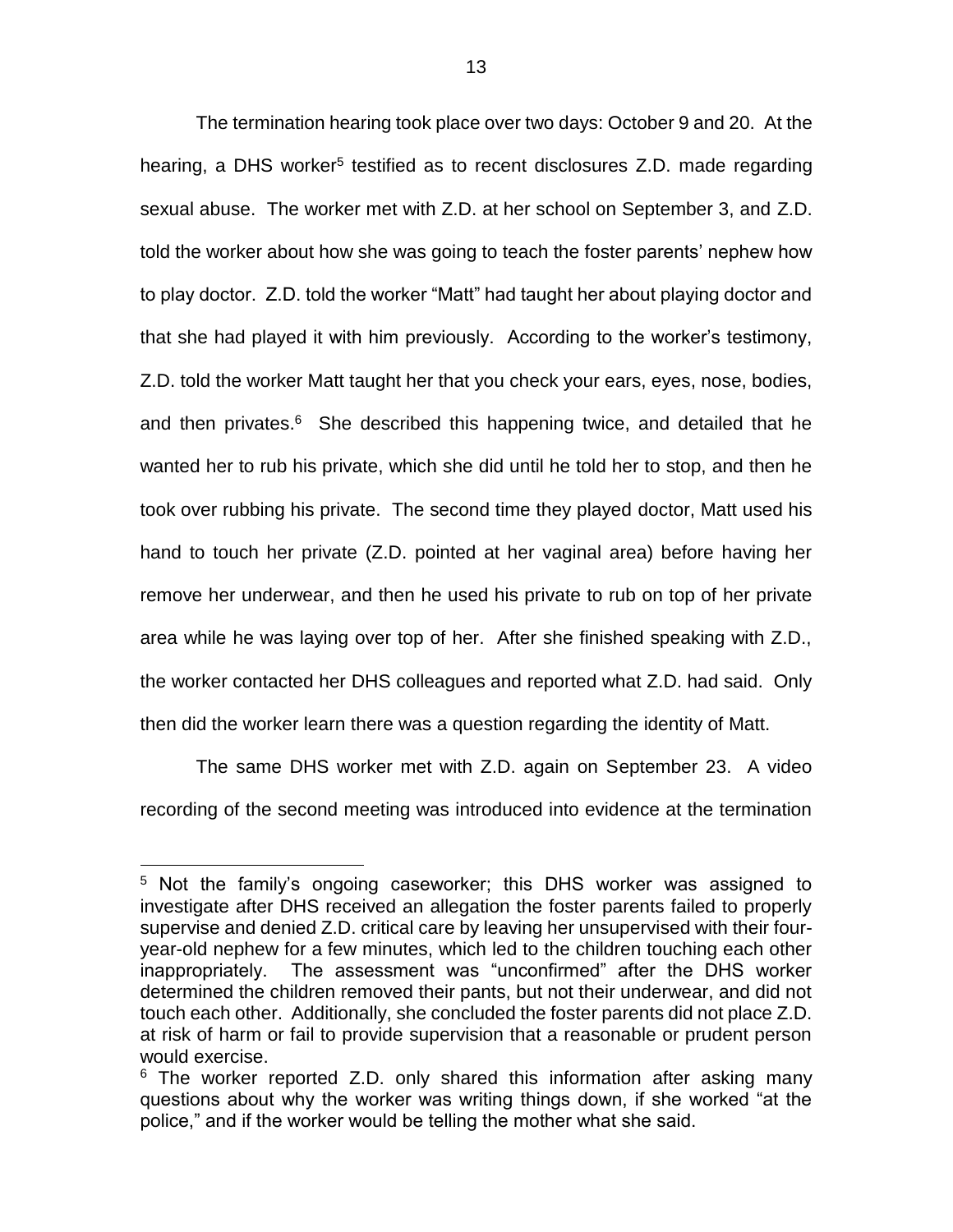The termination hearing took place over two days: October 9 and 20. At the hearing, a DHS worker[5] testified as to recent disclosures Z.D. made regarding sexual abuse. The worker met with Z.D. at her school on September 3, and Z.D. told the worker about how she was going to teach the foster parents' nephew how to play doctor. Z.D. told the worker "Matt" had taught her about playing doctor and that she had played it with him previously. According to the worker's testimony, Z.D. told the worker Matt taught her that you check your ears, eyes, nose, bodies, and then privates.[6] She described this happening twice, and detailed that he wanted her to rub his private, which she did until he told her to stop, and then he took over rubbing his private. The second time they played doctor, Matt used his hand to touch her private (Z.D. pointed at her vaginal area) before having her remove her underwear, and then he used his private to rub on top of her private area while he was laying over top of her. After she finished speaking with Z.D., the worker contacted her DHS colleagues and reported what Z.D. had said. Only then did the worker learn there was a question regarding the identity of Matt.

The same DHS worker met with Z.D. again on September 23. A video recording of the second meeting was introduced into evidence at the termination

---

[5] Not the family's ongoing caseworker; this DHS worker was assigned to investigate after DHS received an allegation the foster parents failed to properly supervise and denied Z.D. critical care by leaving her unsupervised with their four-year-old nephew for a few minutes, which led to the children touching each other inappropriately. The assessment was "unconfirmed" after the DHS worker determined the children removed their pants, but not their underwear, and did not touch each other. Additionally, she concluded the foster parents did not place Z.D. at risk of harm or fail to provide supervision that a reasonable or prudent person would exercise.

[6] The worker reported Z.D. only shared this information after asking many questions about why the worker was writing things down, if she worked "at the police," and if the worker would be telling the mother what she said.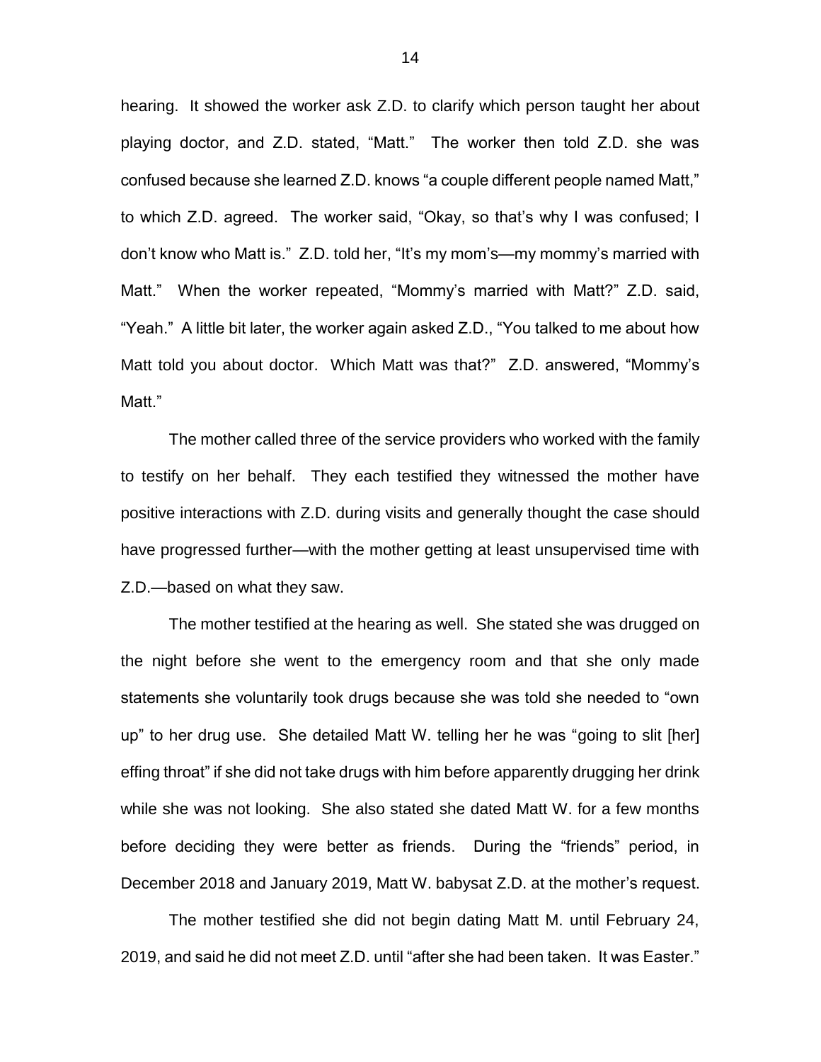hearing. It showed the worker ask Z.D. to clarify which person taught her about playing doctor, and Z.D. stated, "Matt." The worker then told Z.D. she was confused because she learned Z.D. knows "a couple different people named Matt," to which Z.D. agreed. The worker said, "Okay, so that's why I was confused; I don't know who Matt is." Z.D. told her, "It's my mom's—my mommy's married with Matt." When the worker repeated, "Mommy's married with Matt?" Z.D. said, "Yeah." A little bit later, the worker again asked Z.D., "You talked to me about how Matt told you about doctor. Which Matt was that?" Z.D. answered, "Mommy's Matt."

The mother called three of the service providers who worked with the family to testify on her behalf. They each testified they witnessed the mother have positive interactions with Z.D. during visits and generally thought the case should have progressed further—with the mother getting at least unsupervised time with Z.D.—based on what they saw.

The mother testified at the hearing as well. She stated she was drugged on the night before she went to the emergency room and that she only made statements she voluntarily took drugs because she was told she needed to "own up" to her drug use. She detailed Matt W. telling her he was "going to slit [her] effing throat" if she did not take drugs with him before apparently drugging her drink while she was not looking. She also stated she dated Matt W. for a few months before deciding they were better as friends. During the "friends" period, in December 2018 and January 2019, Matt W. babysat Z.D. at the mother's request.

The mother testified she did not begin dating Matt M. until February 24, 2019, and said he did not meet Z.D. until "after she had been taken. It was Easter."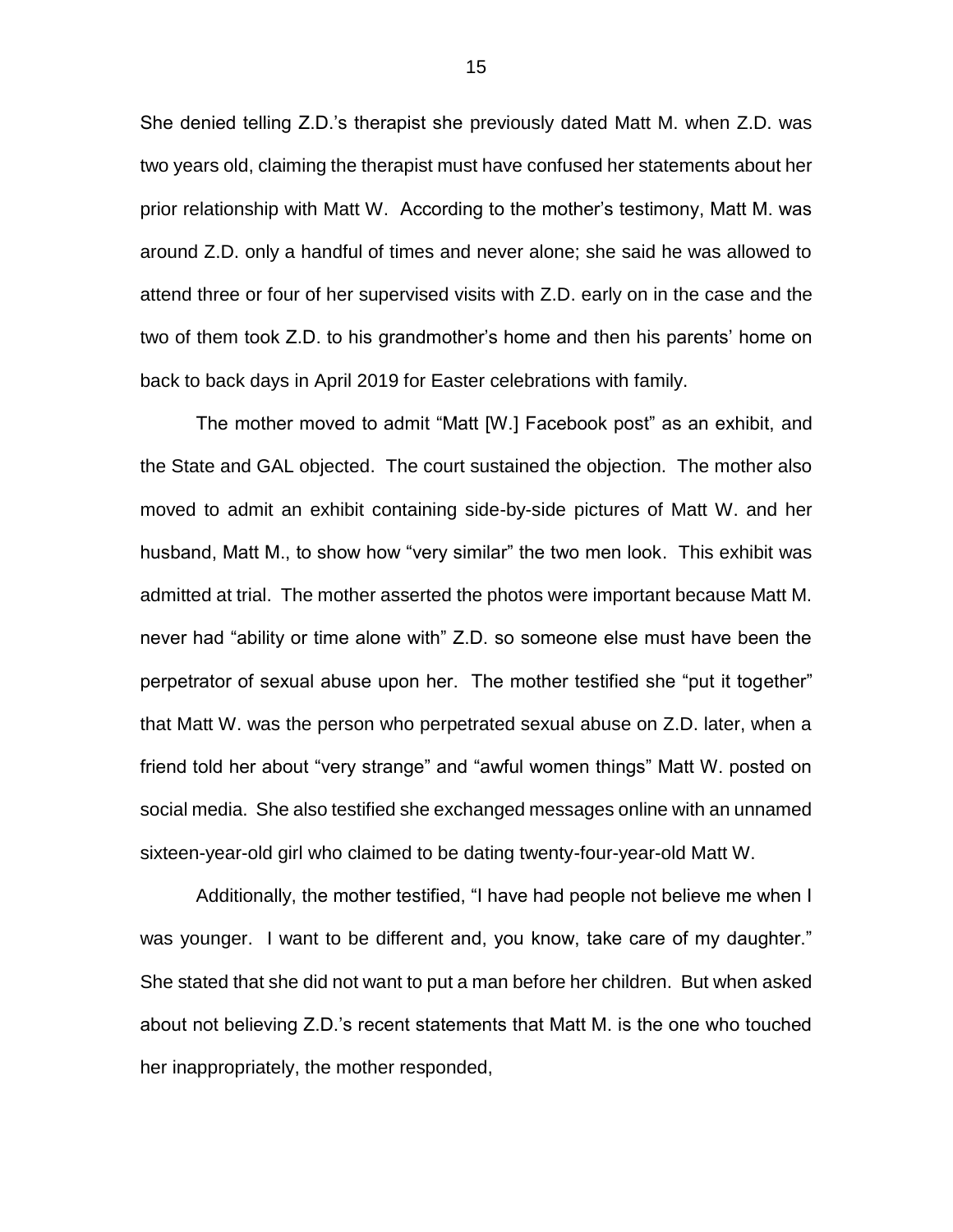She denied telling Z.D.'s therapist she previously dated Matt M. when Z.D. was two years old, claiming the therapist must have confused her statements about her prior relationship with Matt W. According to the mother's testimony, Matt M. was around Z.D. only a handful of times and never alone; she said he was allowed to attend three or four of her supervised visits with Z.D. early on in the case and the two of them took Z.D. to his grandmother's home and then his parents' home on back to back days in April 2019 for Easter celebrations with family.

The mother moved to admit "Matt [W.] Facebook post" as an exhibit, and the State and GAL objected. The court sustained the objection. The mother also moved to admit an exhibit containing side-by-side pictures of Matt W. and her husband, Matt M., to show how "very similar" the two men look. This exhibit was admitted at trial. The mother asserted the photos were important because Matt M. never had "ability or time alone with" Z.D. so someone else must have been the perpetrator of sexual abuse upon her. The mother testified she "put it together" that Matt W. was the person who perpetrated sexual abuse on Z.D. later, when a friend told her about "very strange" and "awful women things" Matt W. posted on social media. She also testified she exchanged messages online with an unnamed sixteen-year-old girl who claimed to be dating twenty-four-year-old Matt W.

Additionally, the mother testified, "I have had people not believe me when I was younger. I want to be different and, you know, take care of my daughter." She stated that she did not want to put a man before her children. But when asked about not believing Z.D.'s recent statements that Matt M. is the one who touched her inappropriately, the mother responded,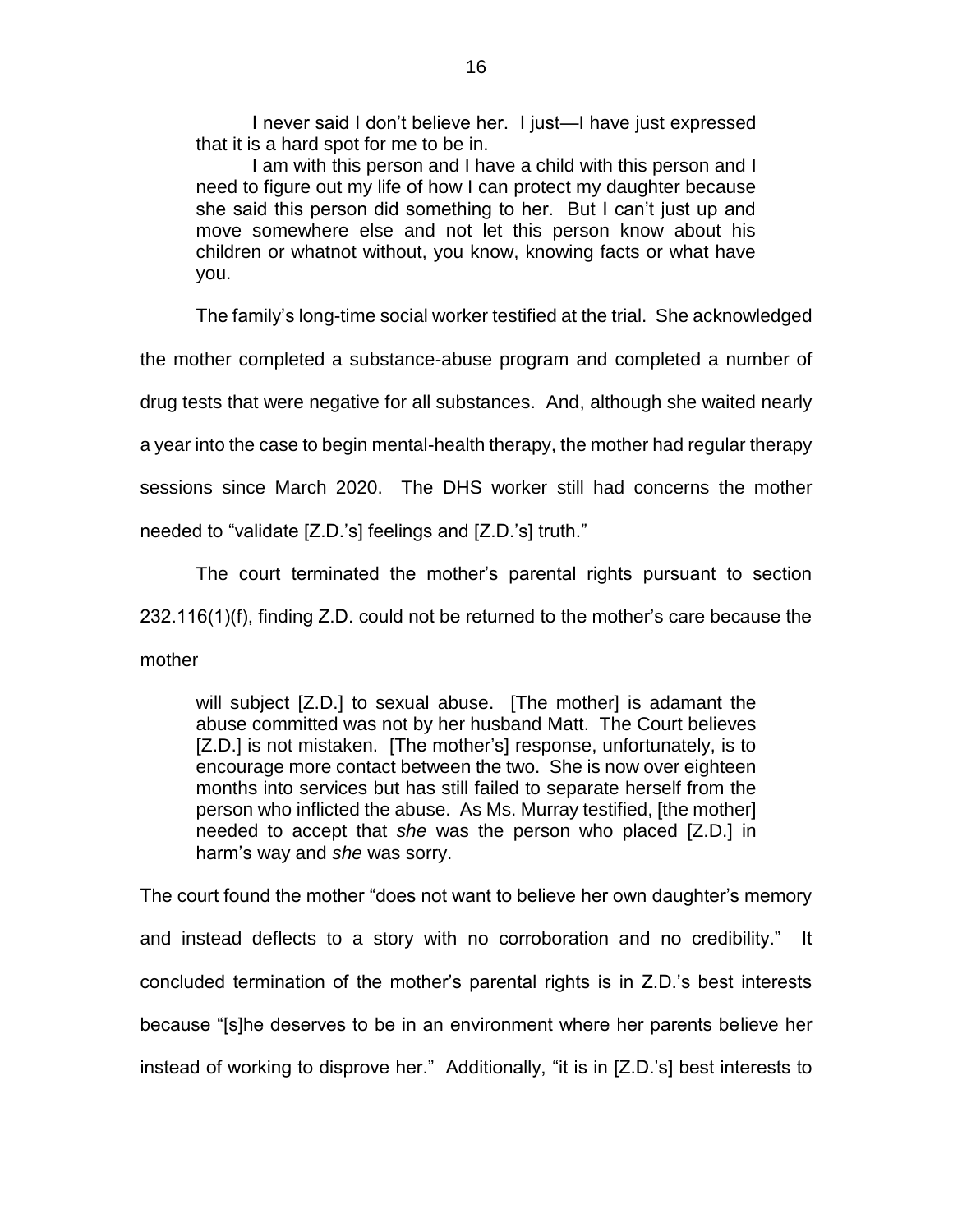> I never said I don't believe her. I just—I have just expressed that it is a hard spot for me to be in.
>
> I am with this person and I have a child with this person and I need to figure out my life of how I can protect my daughter because she said this person did something to her. But I can't just up and move somewhere else and not let this person know about his children or whatnot without, you know, knowing facts or what have you.

The family's long-time social worker testified at the trial. She acknowledged the mother completed a substance-abuse program and completed a number of drug tests that were negative for all substances. And, although she waited nearly a year into the case to begin mental-health therapy, the mother had regular therapy sessions since March 2020. The DHS worker still had concerns the mother needed to "validate [Z.D.'s] feelings and [Z.D.'s] truth."

The court terminated the mother's parental rights pursuant to section 232.116(1)(f), finding Z.D. could not be returned to the mother's care because the mother

> will subject [Z.D.] to sexual abuse. [The mother] is adamant the abuse committed was not by her husband Matt. The Court believes [Z.D.] is not mistaken. [The mother's] response, unfortunately, is to encourage more contact between the two. She is now over eighteen months into services but has still failed to separate herself from the person who inflicted the abuse. As Ms. Murray testified, [the mother] needed to accept that *she* was the person who placed [Z.D.] in harm's way and *she* was sorry.

The court found the mother "does not want to believe her own daughter's memory and instead deflects to a story with no corroboration and no credibility." It concluded termination of the mother's parental rights is in Z.D.'s best interests because "[s]he deserves to be in an environment where her parents believe her instead of working to disprove her." Additionally, "it is in [Z.D.'s] best interests to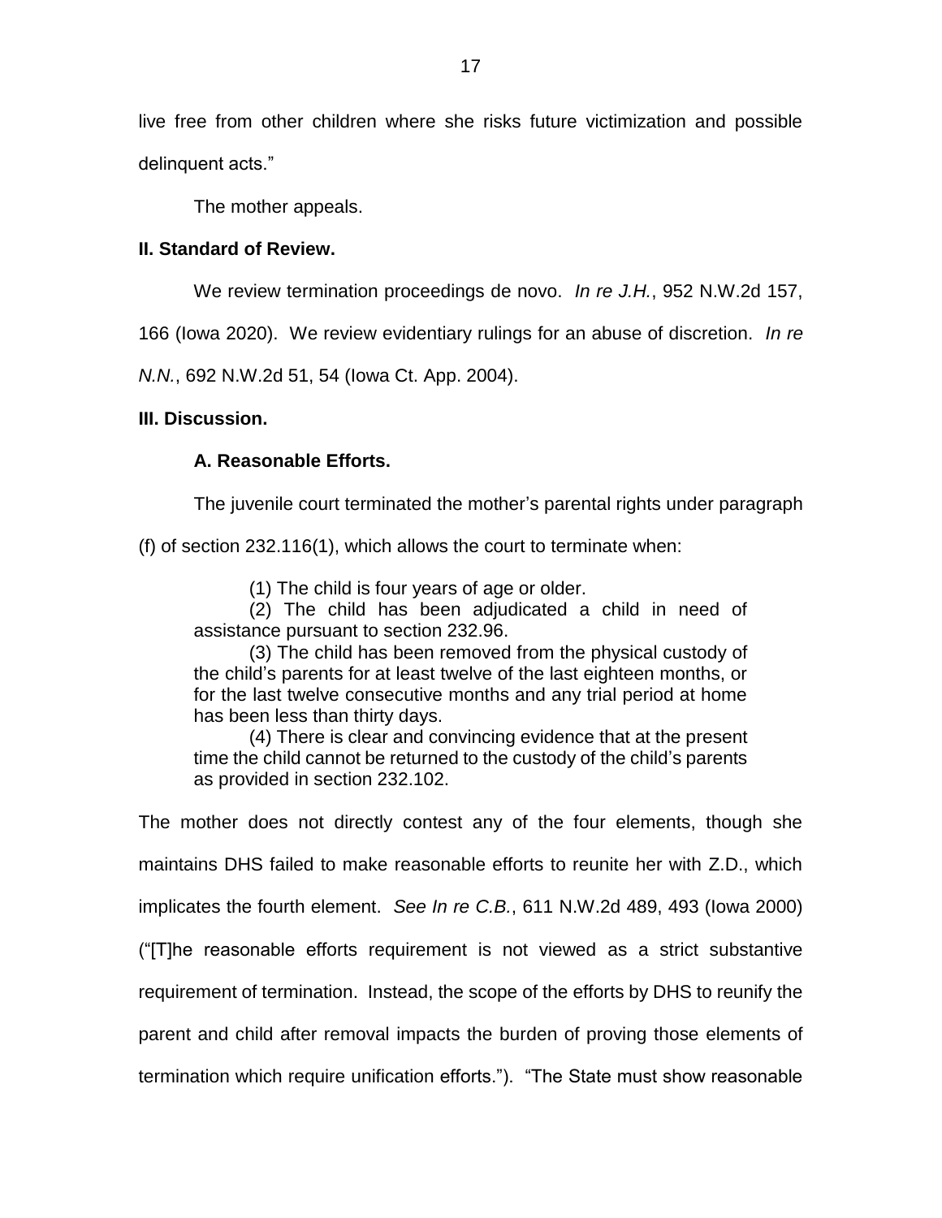live free from other children where she risks future victimization and possible delinquent acts."

The mother appeals.

## II. Standard of Review.

We review termination proceedings de novo. *In re J.H.*, 952 N.W.2d 157, 166 (Iowa 2020). We review evidentiary rulings for an abuse of discretion. *In re N.N.*, 692 N.W.2d 51, 54 (Iowa Ct. App. 2004).

## III. Discussion.

### A. Reasonable Efforts.

The juvenile court terminated the mother's parental rights under paragraph (f) of section 232.116(1), which allows the court to terminate when:

> (1) The child is four years of age or older.
>
> (2) The child has been adjudicated a child in need of assistance pursuant to section 232.96.
>
> (3) The child has been removed from the physical custody of the child's parents for at least twelve of the last eighteen months, or for the last twelve consecutive months and any trial period at home has been less than thirty days.
>
> (4) There is clear and convincing evidence that at the present time the child cannot be returned to the custody of the child's parents as provided in section 232.102.

The mother does not directly contest any of the four elements, though she maintains DHS failed to make reasonable efforts to reunite her with Z.D., which implicates the fourth element. *See In re C.B.*, 611 N.W.2d 489, 493 (Iowa 2000) ("[T]he reasonable efforts requirement is not viewed as a strict substantive requirement of termination. Instead, the scope of the efforts by DHS to reunify the parent and child after removal impacts the burden of proving those elements of termination which require unification efforts."). "The State must show reasonable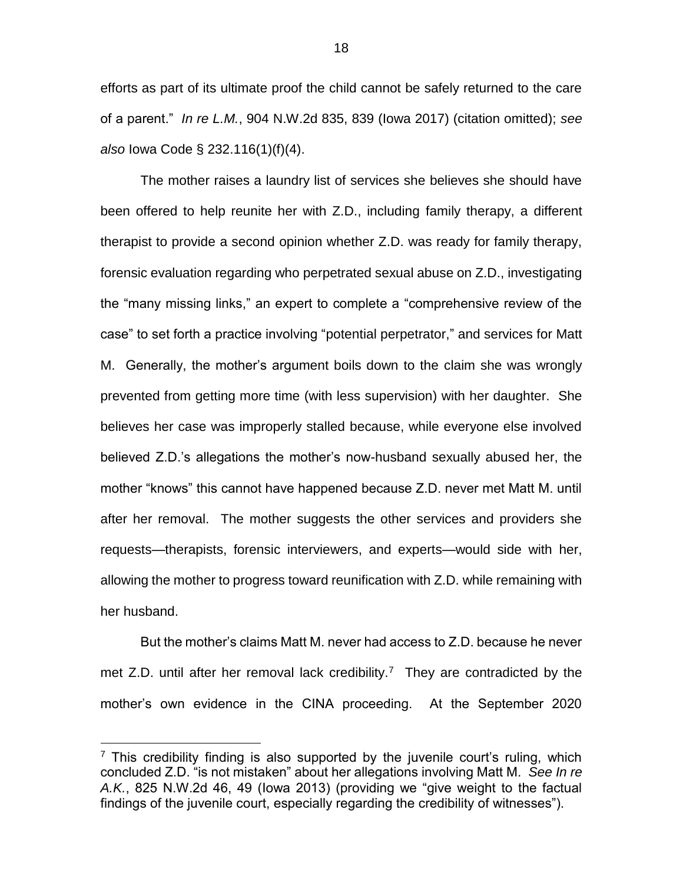efforts as part of its ultimate proof the child cannot be safely returned to the care of a parent." *In re L.M.*, 904 N.W.2d 835, 839 (Iowa 2017) (citation omitted); *see also* Iowa Code § 232.116(1)(f)(4).

The mother raises a laundry list of services she believes she should have been offered to help reunite her with Z.D., including family therapy, a different therapist to provide a second opinion whether Z.D. was ready for family therapy, forensic evaluation regarding who perpetrated sexual abuse on Z.D., investigating the "many missing links," an expert to complete a "comprehensive review of the case" to set forth a practice involving "potential perpetrator," and services for Matt M. Generally, the mother's argument boils down to the claim she was wrongly prevented from getting more time (with less supervision) with her daughter. She believes her case was improperly stalled because, while everyone else involved believed Z.D.'s allegations the mother's now-husband sexually abused her, the mother "knows" this cannot have happened because Z.D. never met Matt M. until after her removal. The mother suggests the other services and providers she requests—therapists, forensic interviewers, and experts—would side with her, allowing the mother to progress toward reunification with Z.D. while remaining with her husband.

But the mother's claims Matt M. never had access to Z.D. because he never met Z.D. until after her removal lack credibility.[7] They are contradicted by the mother's own evidence in the CINA proceeding. At the September 2020

[7] This credibility finding is also supported by the juvenile court's ruling, which concluded Z.D. "is not mistaken" about her allegations involving Matt M. *See In re A.K.*, 825 N.W.2d 46, 49 (Iowa 2013) (providing we "give weight to the factual findings of the juvenile court, especially regarding the credibility of witnesses").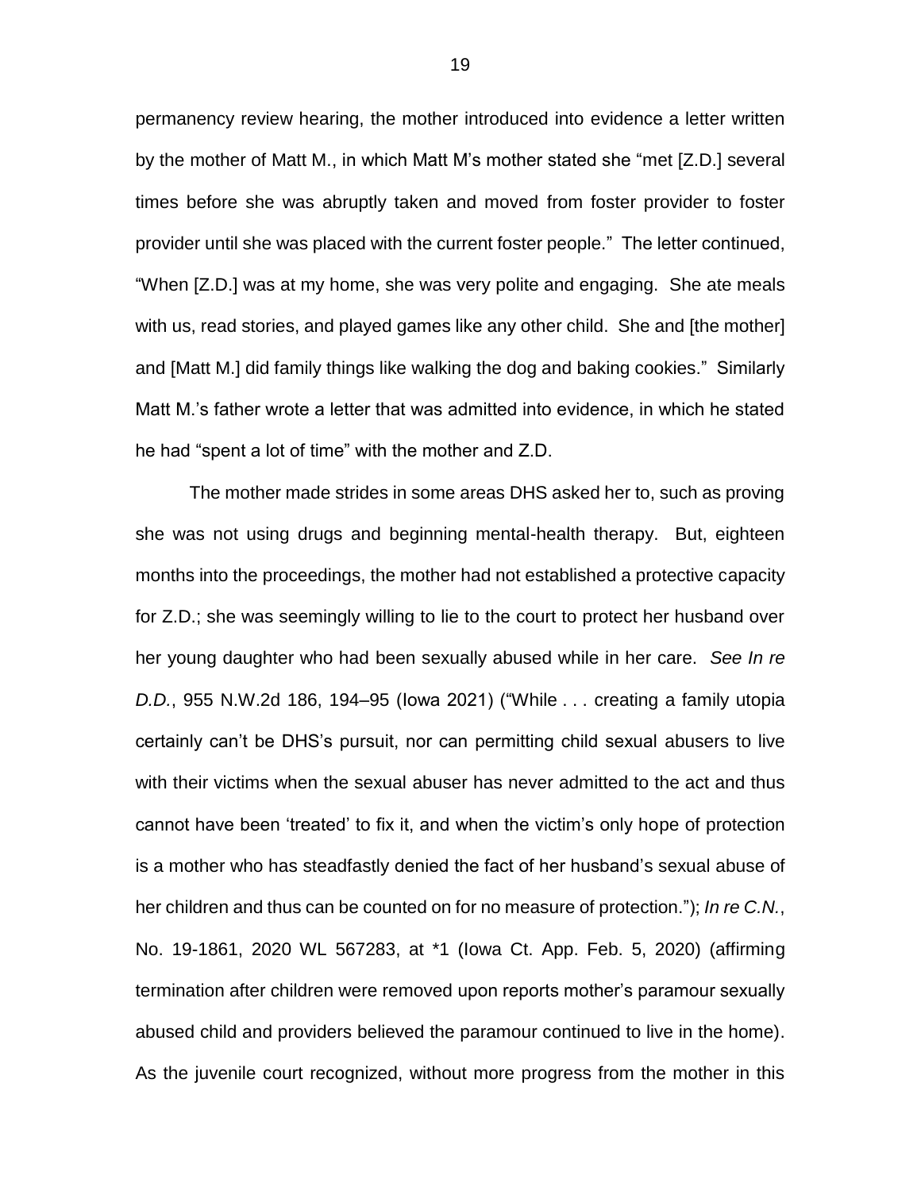permanency review hearing, the mother introduced into evidence a letter written by the mother of Matt M., in which Matt M's mother stated she "met [Z.D.] several times before she was abruptly taken and moved from foster provider to foster provider until she was placed with the current foster people." The letter continued, "When [Z.D.] was at my home, she was very polite and engaging. She ate meals with us, read stories, and played games like any other child. She and [the mother] and [Matt M.] did family things like walking the dog and baking cookies." Similarly Matt M.'s father wrote a letter that was admitted into evidence, in which he stated he had "spent a lot of time" with the mother and Z.D.

The mother made strides in some areas DHS asked her to, such as proving she was not using drugs and beginning mental-health therapy. But, eighteen months into the proceedings, the mother had not established a protective capacity for Z.D.; she was seemingly willing to lie to the court to protect her husband over her young daughter who had been sexually abused while in her care. *See In re D.D.*, 955 N.W.2d 186, 194–95 (Iowa 2021) ("While . . . creating a family utopia certainly can't be DHS's pursuit, nor can permitting child sexual abusers to live with their victims when the sexual abuser has never admitted to the act and thus cannot have been 'treated' to fix it, and when the victim's only hope of protection is a mother who has steadfastly denied the fact of her husband's sexual abuse of her children and thus can be counted on for no measure of protection."); *In re C.N.*, No. 19-1861, 2020 WL 567283, at *1 (Iowa Ct. App. Feb. 5, 2020) (affirming termination after children were removed upon reports mother's paramour sexually abused child and providers believed the paramour continued to live in the home). As the juvenile court recognized, without more progress from the mother in this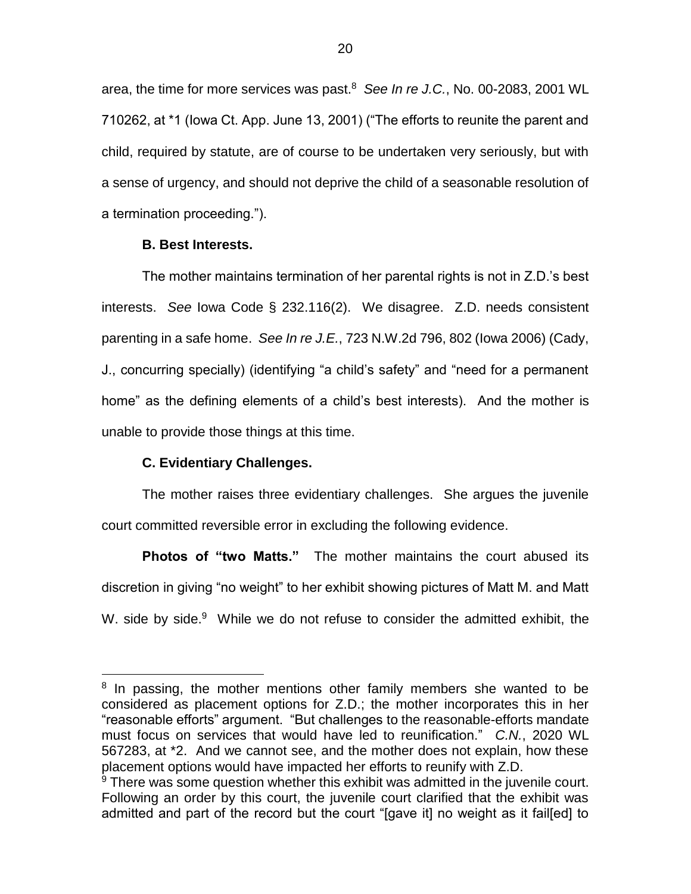area, the time for more services was past.[8] *See In re J.C.*, No. 00-2083, 2001 WL 710262, at *1 (Iowa Ct. App. June 13, 2001) ("The efforts to reunite the parent and child, required by statute, are of course to be undertaken very seriously, but with a sense of urgency, and should not deprive the child of a seasonable resolution of a termination proceeding.").

**B. Best Interests.**

The mother maintains termination of her parental rights is not in Z.D.'s best interests. *See* Iowa Code § 232.116(2). We disagree. Z.D. needs consistent parenting in a safe home. *See In re J.E.*, 723 N.W.2d 796, 802 (Iowa 2006) (Cady, J., concurring specially) (identifying "a child's safety" and "need for a permanent home" as the defining elements of a child's best interests). And the mother is unable to provide those things at this time.

**C. Evidentiary Challenges.**

The mother raises three evidentiary challenges. She argues the juvenile court committed reversible error in excluding the following evidence.

**Photos of "two Matts."** The mother maintains the court abused its discretion in giving "no weight" to her exhibit showing pictures of Matt M. and Matt W. side by side.[9] While we do not refuse to consider the admitted exhibit, the

---

[8] In passing, the mother mentions other family members she wanted to be considered as placement options for Z.D.; the mother incorporates this in her "reasonable efforts" argument. "But challenges to the reasonable-efforts mandate must focus on services that would have led to reunification." *C.N.*, 2020 WL 567283, at *2. And we cannot see, and the mother does not explain, how these placement options would have impacted her efforts to reunify with Z.D.

[9] There was some question whether this exhibit was admitted in the juvenile court. Following an order by this court, the juvenile court clarified that the exhibit was admitted and part of the record but the court "[gave it] no weight as it fail[ed] to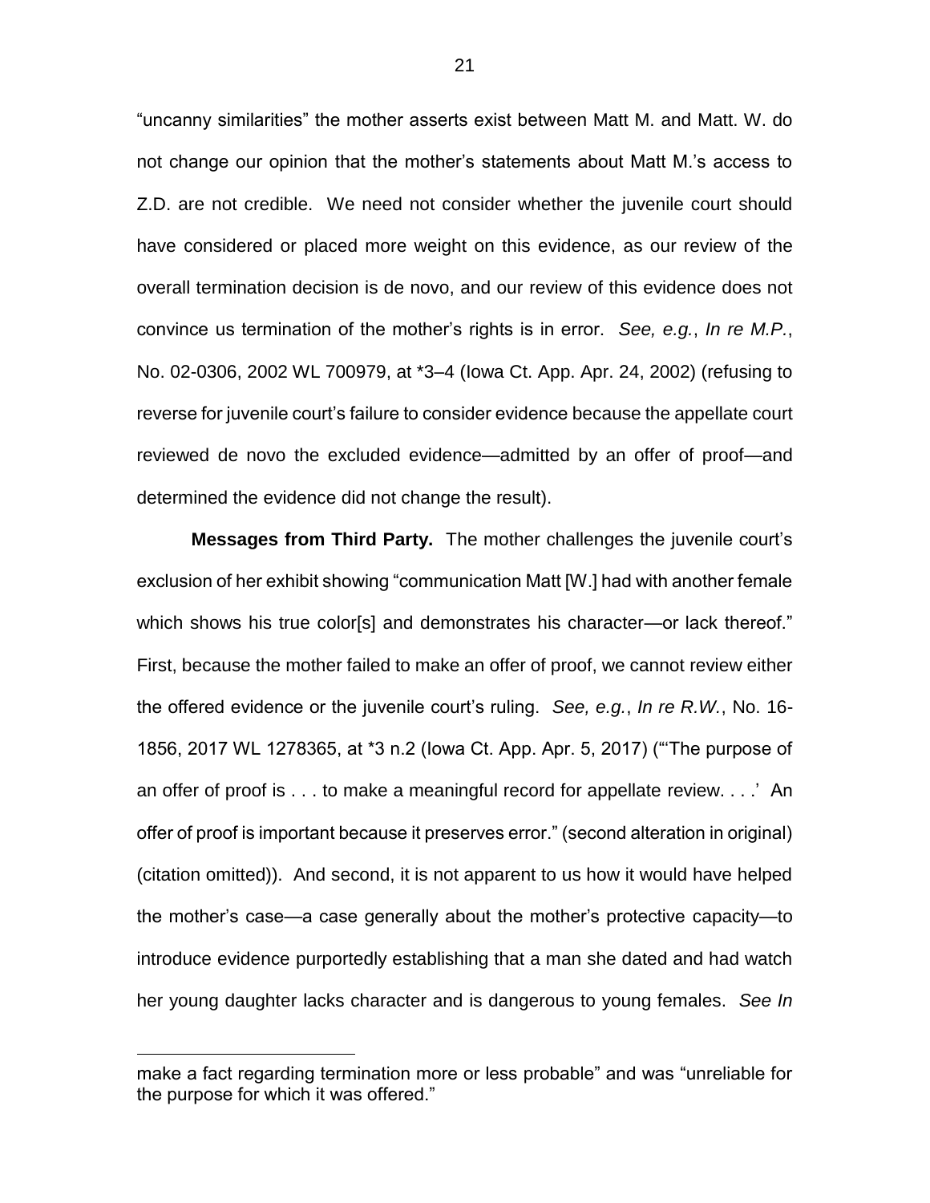"uncanny similarities" the mother asserts exist between Matt M. and Matt. W. do not change our opinion that the mother's statements about Matt M.'s access to Z.D. are not credible. We need not consider whether the juvenile court should have considered or placed more weight on this evidence, as our review of the overall termination decision is de novo, and our review of this evidence does not convince us termination of the mother's rights is in error. *See, e.g.*, *In re M.P.*, No. 02-0306, 2002 WL 700979, at *3–4 (Iowa Ct. App. Apr. 24, 2002) (refusing to reverse for juvenile court's failure to consider evidence because the appellate court reviewed de novo the excluded evidence—admitted by an offer of proof—and determined the evidence did not change the result).

**Messages from Third Party.** The mother challenges the juvenile court's exclusion of her exhibit showing "communication Matt [W.] had with another female which shows his true color[s] and demonstrates his character—or lack thereof." First, because the mother failed to make an offer of proof, we cannot review either the offered evidence or the juvenile court's ruling. *See, e.g.*, *In re R.W.*, No. 16-1856, 2017 WL 1278365, at *3 n.2 (Iowa Ct. App. Apr. 5, 2017) ("'The purpose of an offer of proof is . . . to make a meaningful record for appellate review. . . .' An offer of proof is important because it preserves error." (second alteration in original) (citation omitted)). And second, it is not apparent to us how it would have helped the mother's case—a case generally about the mother's protective capacity—to introduce evidence purportedly establishing that a man she dated and had watch her young daughter lacks character and is dangerous to young females. *See In*

---

make a fact regarding termination more or less probable" and was "unreliable for the purpose for which it was offered."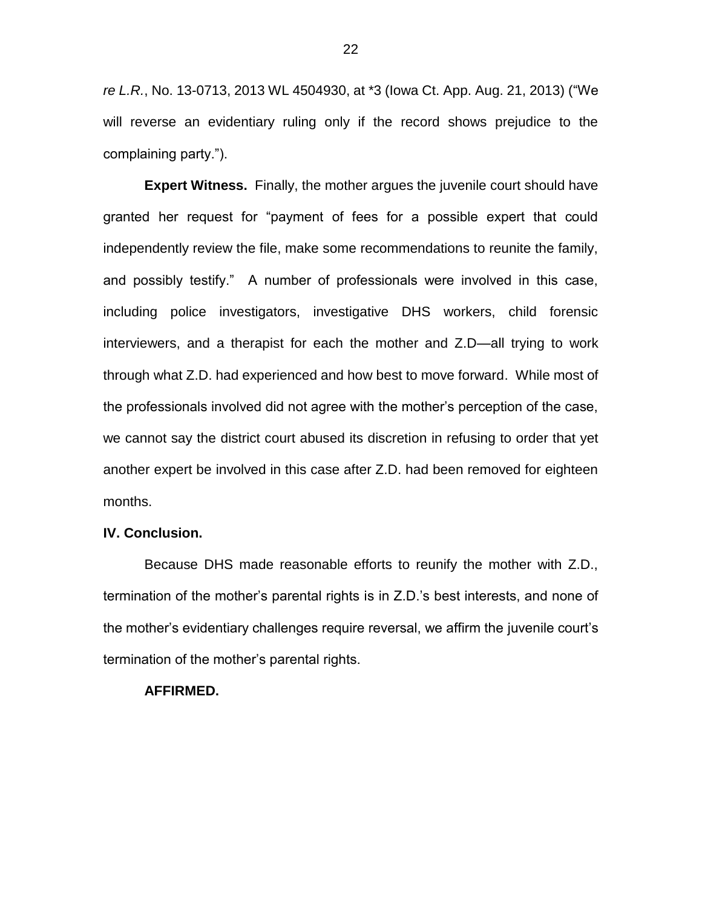*re L.R.*, No. 13-0713, 2013 WL 4504930, at *3 (Iowa Ct. App. Aug. 21, 2013) ("We will reverse an evidentiary ruling only if the record shows prejudice to the complaining party.").

**Expert Witness.** Finally, the mother argues the juvenile court should have granted her request for "payment of fees for a possible expert that could independently review the file, make some recommendations to reunite the family, and possibly testify." A number of professionals were involved in this case, including police investigators, investigative DHS workers, child forensic interviewers, and a therapist for each the mother and Z.D—all trying to work through what Z.D. had experienced and how best to move forward. While most of the professionals involved did not agree with the mother's perception of the case, we cannot say the district court abused its discretion in refusing to order that yet another expert be involved in this case after Z.D. had been removed for eighteen months.

**IV. Conclusion.**

Because DHS made reasonable efforts to reunify the mother with Z.D., termination of the mother's parental rights is in Z.D.'s best interests, and none of the mother's evidentiary challenges require reversal, we affirm the juvenile court's termination of the mother's parental rights.

**AFFIRMED.**